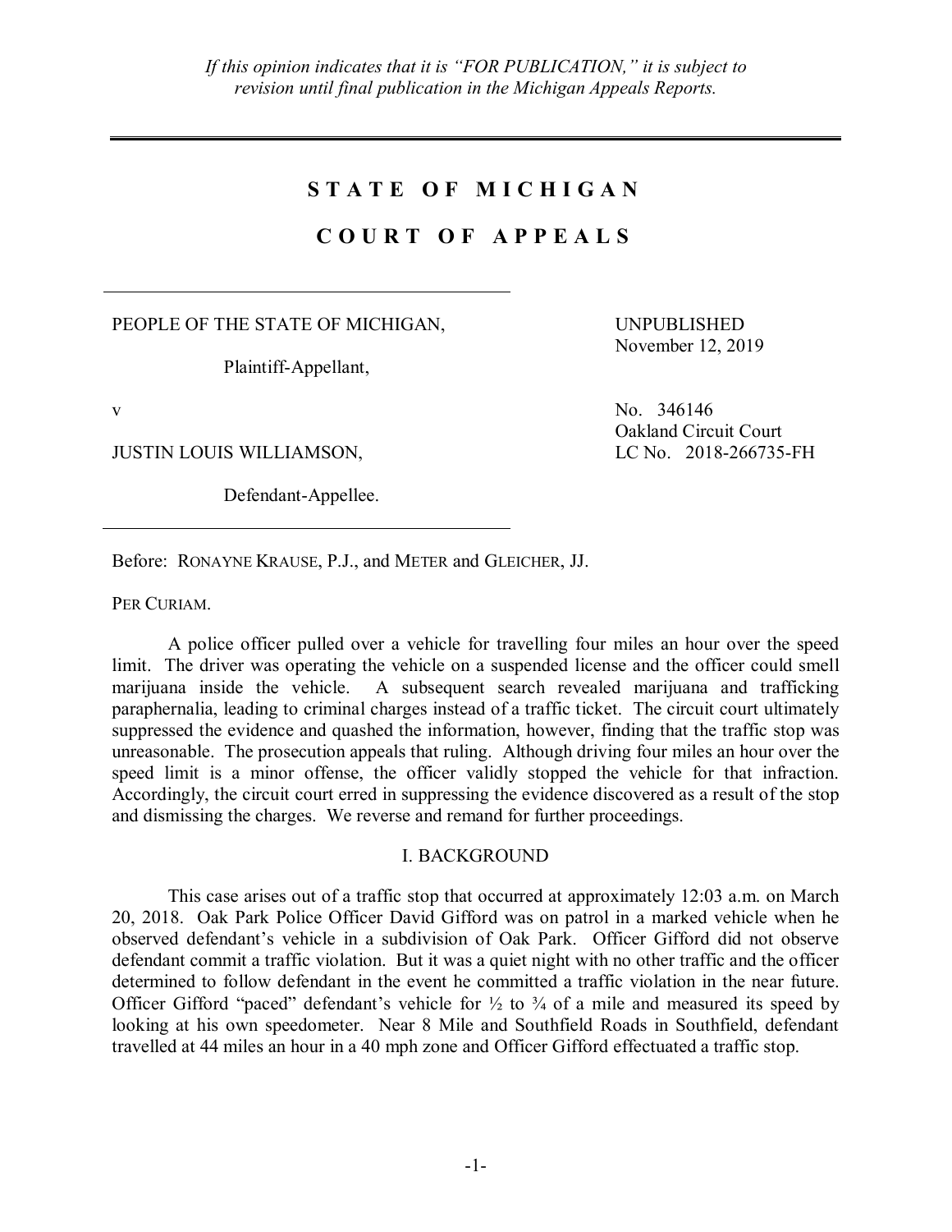*If this opinion indicates that it is "FOR PUBLICATION," it is subject to revision until final publication in the Michigan Appeals Reports.*

---

# S T A T E O F M I C H I G A N

# C O U R T O F A P P E A L S

---

PEOPLE OF THE STATE OF MICHIGAN,

Plaintiff-Appellant,

v

JUSTIN LOUIS WILLIAMSON,

Defendant-Appellee.

---

UNPUBLISHED
November 12, 2019

No. 346146
Oakland Circuit Court
LC No. 2018-266735-FH

Before: RONAYNE KRAUSE, P.J., and METER and GLEICHER, JJ.

PER CURIAM.

A police officer pulled over a vehicle for travelling four miles an hour over the speed limit. The driver was operating the vehicle on a suspended license and the officer could smell marijuana inside the vehicle. A subsequent search revealed marijuana and trafficking paraphernalia, leading to criminal charges instead of a traffic ticket. The circuit court ultimately suppressed the evidence and quashed the information, however, finding that the traffic stop was unreasonable. The prosecution appeals that ruling. Although driving four miles an hour over the speed limit is a minor offense, the officer validly stopped the vehicle for that infraction. Accordingly, the circuit court erred in suppressing the evidence discovered as a result of the stop and dismissing the charges. We reverse and remand for further proceedings.

## I. BACKGROUND

This case arises out of a traffic stop that occurred at approximately 12:03 a.m. on March 20, 2018. Oak Park Police Officer David Gifford was on patrol in a marked vehicle when he observed defendant's vehicle in a subdivision of Oak Park. Officer Gifford did not observe defendant commit a traffic violation. But it was a quiet night with no other traffic and the officer determined to follow defendant in the event he committed a traffic violation in the near future. Officer Gifford "paced" defendant's vehicle for ½ to ¾ of a mile and measured its speed by looking at his own speedometer. Near 8 Mile and Southfield Roads in Southfield, defendant travelled at 44 miles an hour in a 40 mph zone and Officer Gifford effectuated a traffic stop.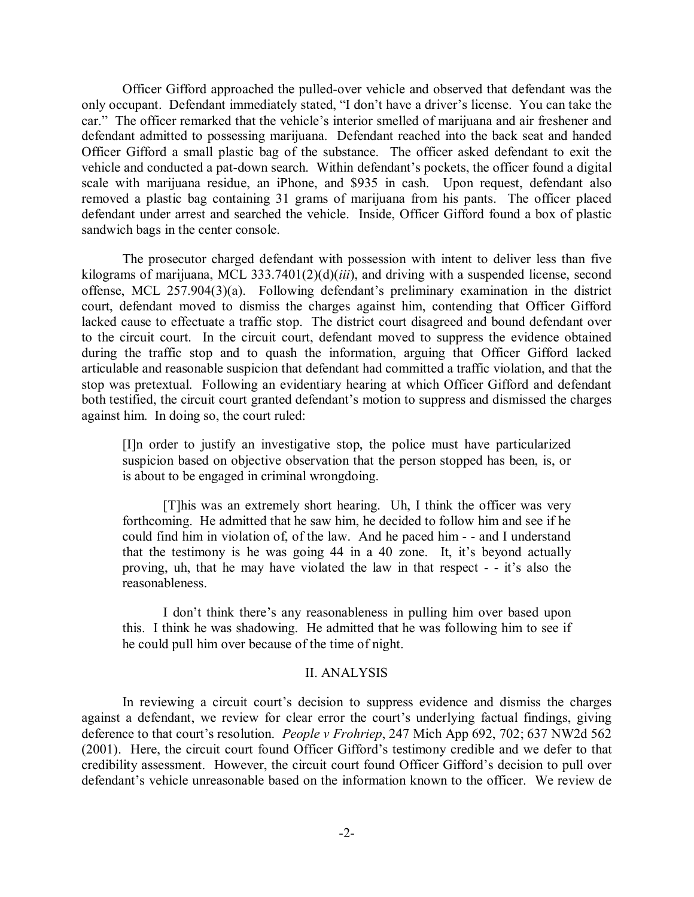Officer Gifford approached the pulled-over vehicle and observed that defendant was the only occupant. Defendant immediately stated, "I don't have a driver's license. You can take the car." The officer remarked that the vehicle's interior smelled of marijuana and air freshener and defendant admitted to possessing marijuana. Defendant reached into the back seat and handed Officer Gifford a small plastic bag of the substance. The officer asked defendant to exit the vehicle and conducted a pat-down search. Within defendant's pockets, the officer found a digital scale with marijuana residue, an iPhone, and $935 in cash. Upon request, defendant also removed a plastic bag containing 31 grams of marijuana from his pants. The officer placed defendant under arrest and searched the vehicle. Inside, Officer Gifford found a box of plastic sandwich bags in the center console.

The prosecutor charged defendant with possession with intent to deliver less than five kilograms of marijuana, MCL 333.7401(2)(d)(*iii*), and driving with a suspended license, second offense, MCL 257.904(3)(a). Following defendant's preliminary examination in the district court, defendant moved to dismiss the charges against him, contending that Officer Gifford lacked cause to effectuate a traffic stop. The district court disagreed and bound defendant over to the circuit court. In the circuit court, defendant moved to suppress the evidence obtained during the traffic stop and to quash the information, arguing that Officer Gifford lacked articulable and reasonable suspicion that defendant had committed a traffic violation, and that the stop was pretextual. Following an evidentiary hearing at which Officer Gifford and defendant both testified, the circuit court granted defendant's motion to suppress and dismissed the charges against him. In doing so, the court ruled:

> [I]n order to justify an investigative stop, the police must have particularized suspicion based on objective observation that the person stopped has been, is, or is about to be engaged in criminal wrongdoing.
>
> [T]his was an extremely short hearing. Uh, I think the officer was very forthcoming. He admitted that he saw him, he decided to follow him and see if he could find him in violation of, of the law. And he paced him - - and I understand that the testimony is he was going 44 in a 40 zone. It, it's beyond actually proving, uh, that he may have violated the law in that respect - - it's also the reasonableness.
>
> I don't think there's any reasonableness in pulling him over based upon this. I think he was shadowing. He admitted that he was following him to see if he could pull him over because of the time of night.

## II. ANALYSIS

In reviewing a circuit court's decision to suppress evidence and dismiss the charges against a defendant, we review for clear error the court's underlying factual findings, giving deference to that court's resolution. *People v Frohriep*, 247 Mich App 692, 702; 637 NW2d 562 (2001). Here, the circuit court found Officer Gifford's testimony credible and we defer to that credibility assessment. However, the circuit court found Officer Gifford's decision to pull over defendant's vehicle unreasonable based on the information known to the officer. We review de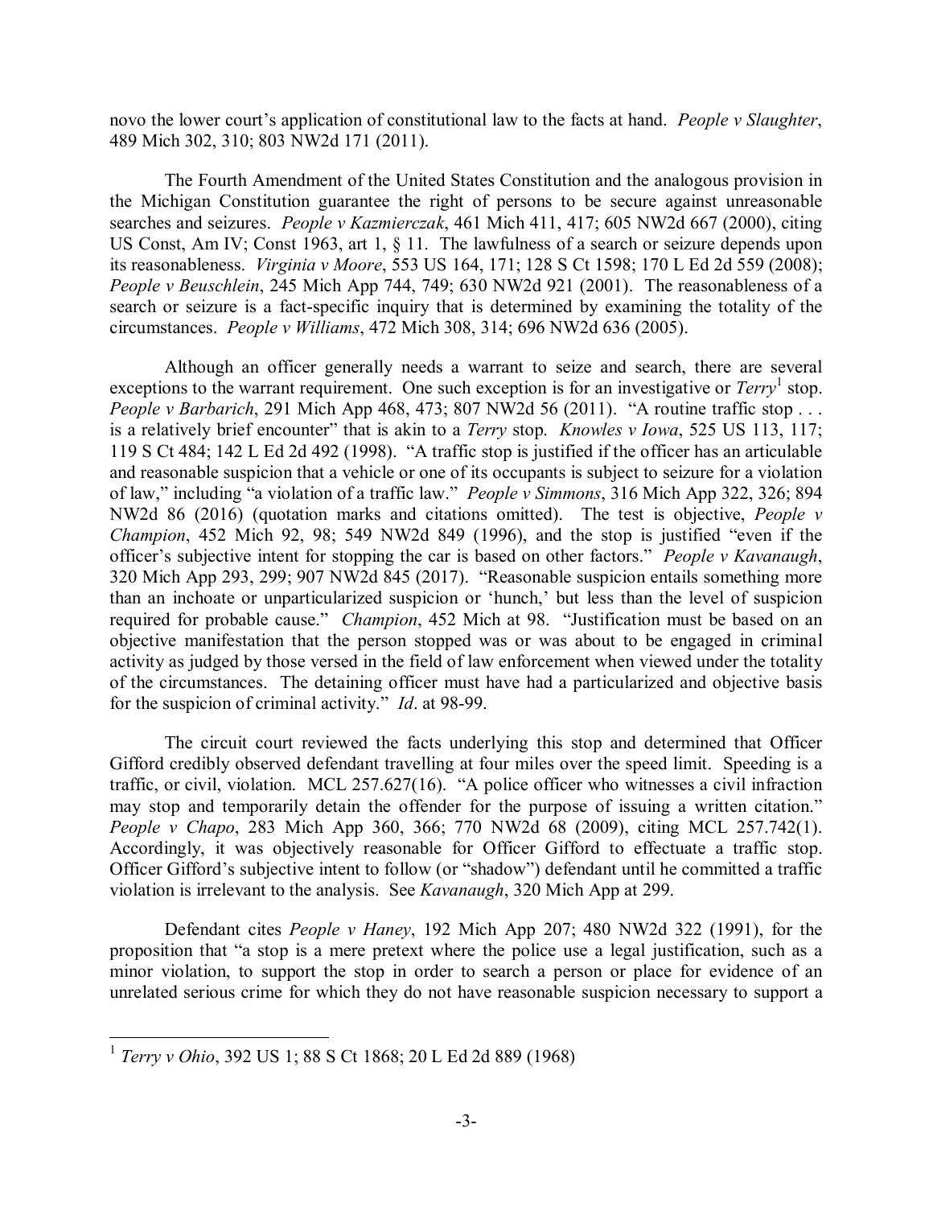novo the lower court's application of constitutional law to the facts at hand. *People v Slaughter*, 489 Mich 302, 310; 803 NW2d 171 (2011).

The Fourth Amendment of the United States Constitution and the analogous provision in the Michigan Constitution guarantee the right of persons to be secure against unreasonable searches and seizures. *People v Kazmierczak*, 461 Mich 411, 417; 605 NW2d 667 (2000), citing US Const, Am IV; Const 1963, art 1, § 11. The lawfulness of a search or seizure depends upon its reasonableness. *Virginia v Moore*, 553 US 164, 171; 128 S Ct 1598; 170 L Ed 2d 559 (2008); *People v Beuschlein*, 245 Mich App 744, 749; 630 NW2d 921 (2001). The reasonableness of a search or seizure is a fact-specific inquiry that is determined by examining the totality of the circumstances. *People v Williams*, 472 Mich 308, 314; 696 NW2d 636 (2005).

Although an officer generally needs a warrant to seize and search, there are several exceptions to the warrant requirement. One such exception is for an investigative or *Terry*[1] stop. *People v Barbarich*, 291 Mich App 468, 473; 807 NW2d 56 (2011). "A routine traffic stop . . . is a relatively brief encounter" that is akin to a *Terry* stop. *Knowles v Iowa*, 525 US 113, 117; 119 S Ct 484; 142 L Ed 2d 492 (1998). "A traffic stop is justified if the officer has an articulable and reasonable suspicion that a vehicle or one of its occupants is subject to seizure for a violation of law," including "a violation of a traffic law." *People v Simmons*, 316 Mich App 322, 326; 894 NW2d 86 (2016) (quotation marks and citations omitted). The test is objective, *People v Champion*, 452 Mich 92, 98; 549 NW2d 849 (1996), and the stop is justified "even if the officer's subjective intent for stopping the car is based on other factors." *People v Kavanaugh*, 320 Mich App 293, 299; 907 NW2d 845 (2017). "Reasonable suspicion entails something more than an inchoate or unparticularized suspicion or 'hunch,' but less than the level of suspicion required for probable cause." *Champion*, 452 Mich at 98. "Justification must be based on an objective manifestation that the person stopped was or was about to be engaged in criminal activity as judged by those versed in the field of law enforcement when viewed under the totality of the circumstances. The detaining officer must have had a particularized and objective basis for the suspicion of criminal activity." *Id*. at 98-99.

The circuit court reviewed the facts underlying this stop and determined that Officer Gifford credibly observed defendant travelling at four miles over the speed limit. Speeding is a traffic, or civil, violation. MCL 257.627(16). "A police officer who witnesses a civil infraction may stop and temporarily detain the offender for the purpose of issuing a written citation." *People v Chapo*, 283 Mich App 360, 366; 770 NW2d 68 (2009), citing MCL 257.742(1). Accordingly, it was objectively reasonable for Officer Gifford to effectuate a traffic stop. Officer Gifford's subjective intent to follow (or "shadow") defendant until he committed a traffic violation is irrelevant to the analysis. See *Kavanaugh*, 320 Mich App at 299.

Defendant cites *People v Haney*, 192 Mich App 207; 480 NW2d 322 (1991), for the proposition that "a stop is a mere pretext where the police use a legal justification, such as a minor violation, to support the stop in order to search a person or place for evidence of an unrelated serious crime for which they do not have reasonable suspicion necessary to support a

---

[1] *Terry v Ohio*, 392 US 1; 88 S Ct 1868; 20 L Ed 2d 889 (1968)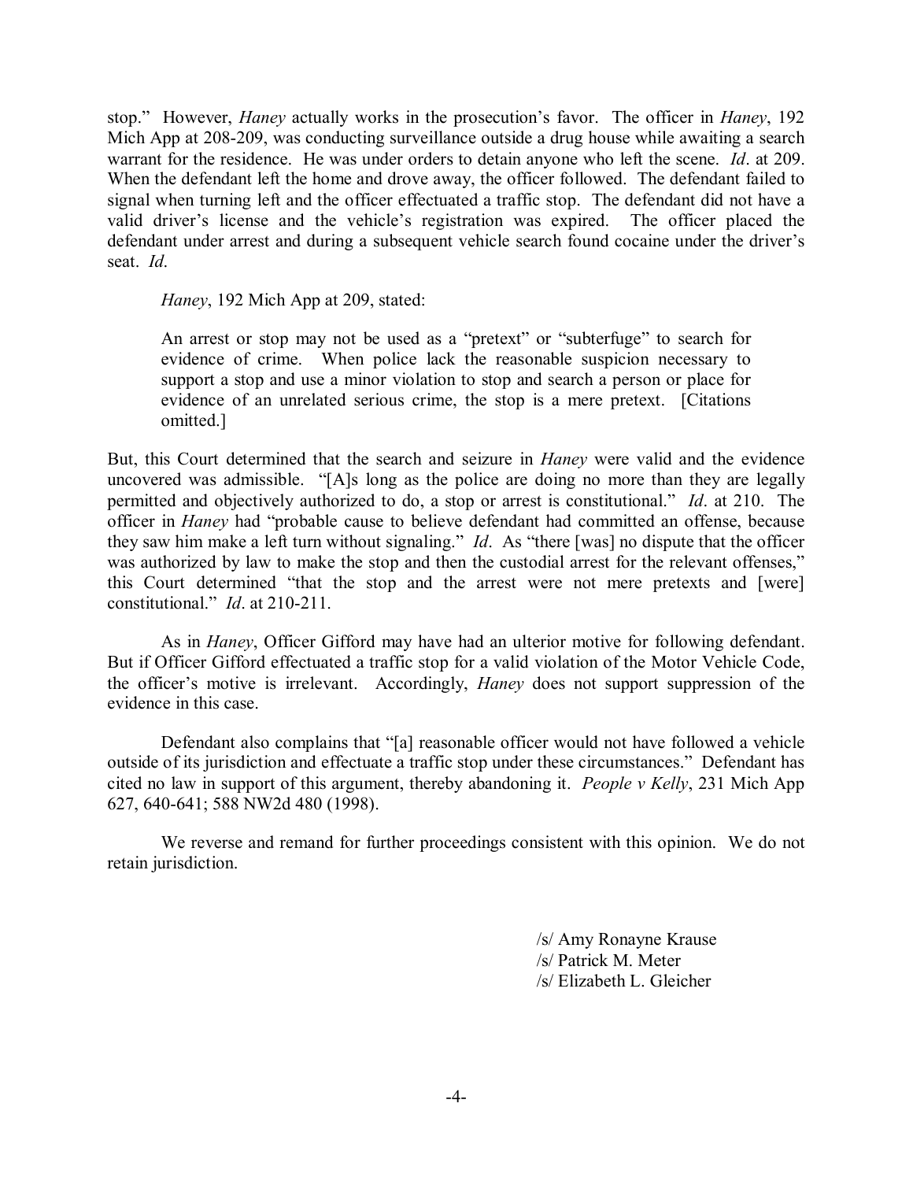stop." However, *Haney* actually works in the prosecution's favor. The officer in *Haney*, 192 Mich App at 208-209, was conducting surveillance outside a drug house while awaiting a search warrant for the residence. He was under orders to detain anyone who left the scene. *Id*. at 209. When the defendant left the home and drove away, the officer followed. The defendant failed to signal when turning left and the officer effectuated a traffic stop. The defendant did not have a valid driver's license and the vehicle's registration was expired. The officer placed the defendant under arrest and during a subsequent vehicle search found cocaine under the driver's seat. *Id*.

*Haney*, 192 Mich App at 209, stated:

> An arrest or stop may not be used as a "pretext" or "subterfuge" to search for evidence of crime. When police lack the reasonable suspicion necessary to support a stop and use a minor violation to stop and search a person or place for evidence of an unrelated serious crime, the stop is a mere pretext. [Citations omitted.]

But, this Court determined that the search and seizure in *Haney* were valid and the evidence uncovered was admissible. "[A]s long as the police are doing no more than they are legally permitted and objectively authorized to do, a stop or arrest is constitutional." *Id*. at 210. The officer in *Haney* had "probable cause to believe defendant had committed an offense, because they saw him make a left turn without signaling." *Id*. As "there [was] no dispute that the officer was authorized by law to make the stop and then the custodial arrest for the relevant offenses," this Court determined "that the stop and the arrest were not mere pretexts and [were] constitutional." *Id*. at 210-211.

As in *Haney*, Officer Gifford may have had an ulterior motive for following defendant. But if Officer Gifford effectuated a traffic stop for a valid violation of the Motor Vehicle Code, the officer's motive is irrelevant. Accordingly, *Haney* does not support suppression of the evidence in this case.

Defendant also complains that "[a] reasonable officer would not have followed a vehicle outside of its jurisdiction and effectuate a traffic stop under these circumstances." Defendant has cited no law in support of this argument, thereby abandoning it. *People v Kelly*, 231 Mich App 627, 640-641; 588 NW2d 480 (1998).

We reverse and remand for further proceedings consistent with this opinion. We do not retain jurisdiction.

/s/ Amy Ronayne Krause
/s/ Patrick M. Meter
/s/ Elizabeth L. Gleicher